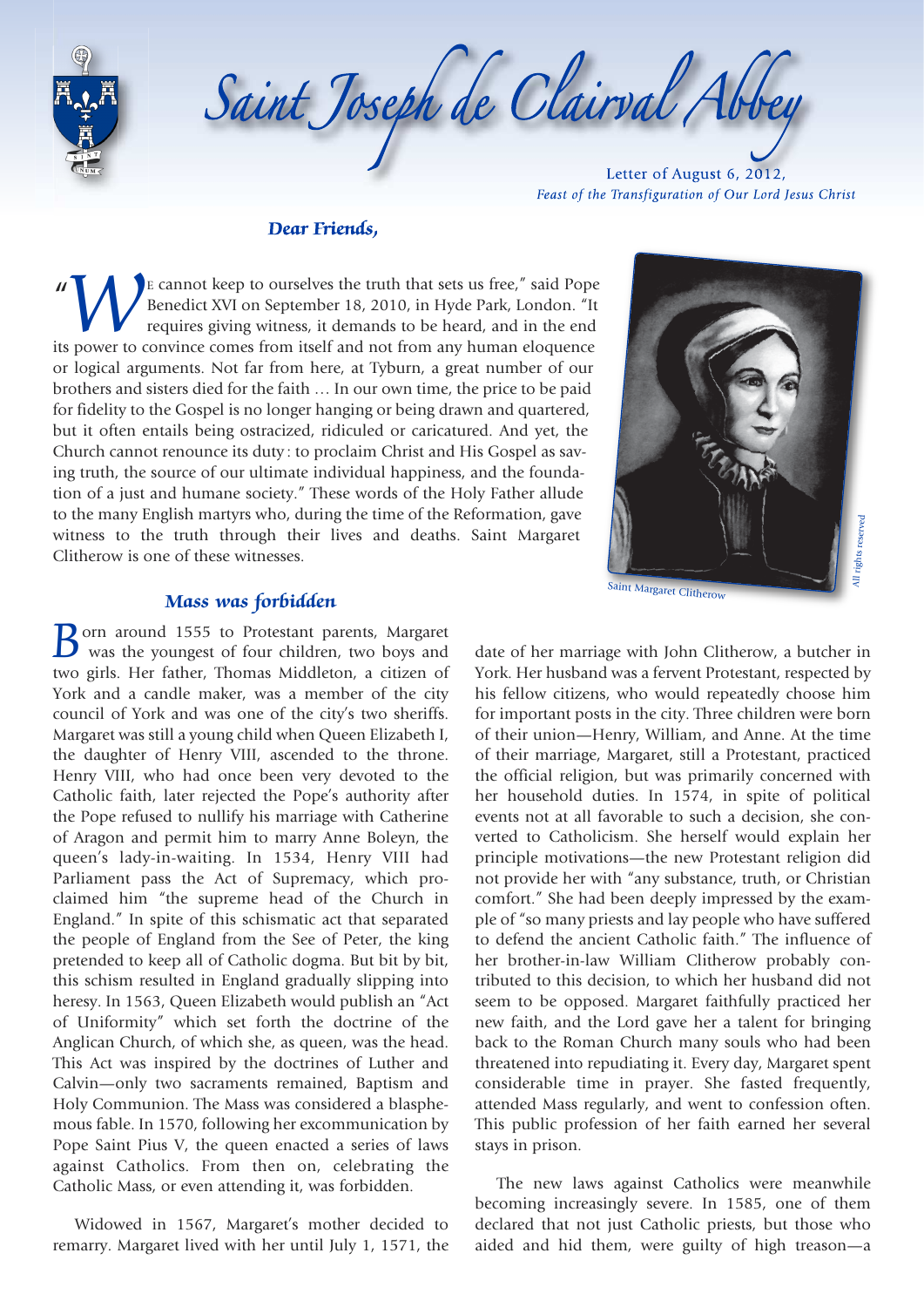# Saint Joseph de Clairval Abbey

Letter of August 6, 2012,
*Feast of the Transfiguration of Our Lord Jesus Christ*

***Dear Friends,***

"We cannot keep to ourselves the truth that sets us free," said Pope Benedict XVI on September 18, 2010, in Hyde Park, London. "It requires giving witness, it demands to be heard, and in the end its power to convince comes from itself and not from any human eloquence or logical arguments. Not far from here, at Tyburn, a great number of our brothers and sisters died for the faith … In our own time, the price to be paid for fidelity to the Gospel is no longer hanging or being drawn and quartered, but it often entails being ostracized, ridiculed or caricatured. And yet, the Church cannot renounce its duty : to proclaim Christ and His Gospel as saving truth, the source of our ultimate individual happiness, and the foundation of a just and humane society." These words of the Holy Father allude to the many English martyrs who, during the time of the Reformation, gave witness to the truth through their lives and deaths. Saint Margaret Clitherow is one of these witnesses.

Saint Margaret Clitherow

All rights reserved

## *Mass was forbidden*

Born around 1555 to Protestant parents, Margaret was the youngest of four children, two boys and two girls. Her father, Thomas Middleton, a citizen of York and a candle maker, was a member of the city council of York and was one of the city's two sheriffs. Margaret was still a young child when Queen Elizabeth I, the daughter of Henry VIII, ascended to the throne. Henry VIII, who had once been very devoted to the Catholic faith, later rejected the Pope's authority after the Pope refused to nullify his marriage with Catherine of Aragon and permit him to marry Anne Boleyn, the queen's lady-in-waiting. In 1534, Henry VIII had Parliament pass the Act of Supremacy, which proclaimed him "the supreme head of the Church in England." In spite of this schismatic act that separated the people of England from the See of Peter, the king pretended to keep all of Catholic dogma. But bit by bit, this schism resulted in England gradually slipping into heresy. In 1563, Queen Elizabeth would publish an "Act of Uniformity" which set forth the doctrine of the Anglican Church, of which she, as queen, was the head. This Act was inspired by the doctrines of Luther and Calvin—only two sacraments remained, Baptism and Holy Communion. The Mass was considered a blasphemous fable. In 1570, following her excommunication by Pope Saint Pius V, the queen enacted a series of laws against Catholics. From then on, celebrating the Catholic Mass, or even attending it, was forbidden.

Widowed in 1567, Margaret's mother decided to remarry. Margaret lived with her until July 1, 1571, the date of her marriage with John Clitherow, a butcher in York. Her husband was a fervent Protestant, respected by his fellow citizens, who would repeatedly choose him for important posts in the city. Three children were born of their union—Henry, William, and Anne. At the time of their marriage, Margaret, still a Protestant, practiced the official religion, but was primarily concerned with her household duties. In 1574, in spite of political events not at all favorable to such a decision, she converted to Catholicism. She herself would explain her principle motivations—the new Protestant religion did not provide her with "any substance, truth, or Christian comfort." She had been deeply impressed by the example of "so many priests and lay people who have suffered to defend the ancient Catholic faith." The influence of her brother-in-law William Clitherow probably contributed to this decision, to which her husband did not seem to be opposed. Margaret faithfully practiced her new faith, and the Lord gave her a talent for bringing back to the Roman Church many souls who had been threatened into repudiating it. Every day, Margaret spent considerable time in prayer. She fasted frequently, attended Mass regularly, and went to confession often. This public profession of her faith earned her several stays in prison.

The new laws against Catholics were meanwhile becoming increasingly severe. In 1585, one of them declared that not just Catholic priests, but those who aided and hid them, were guilty of high treason—a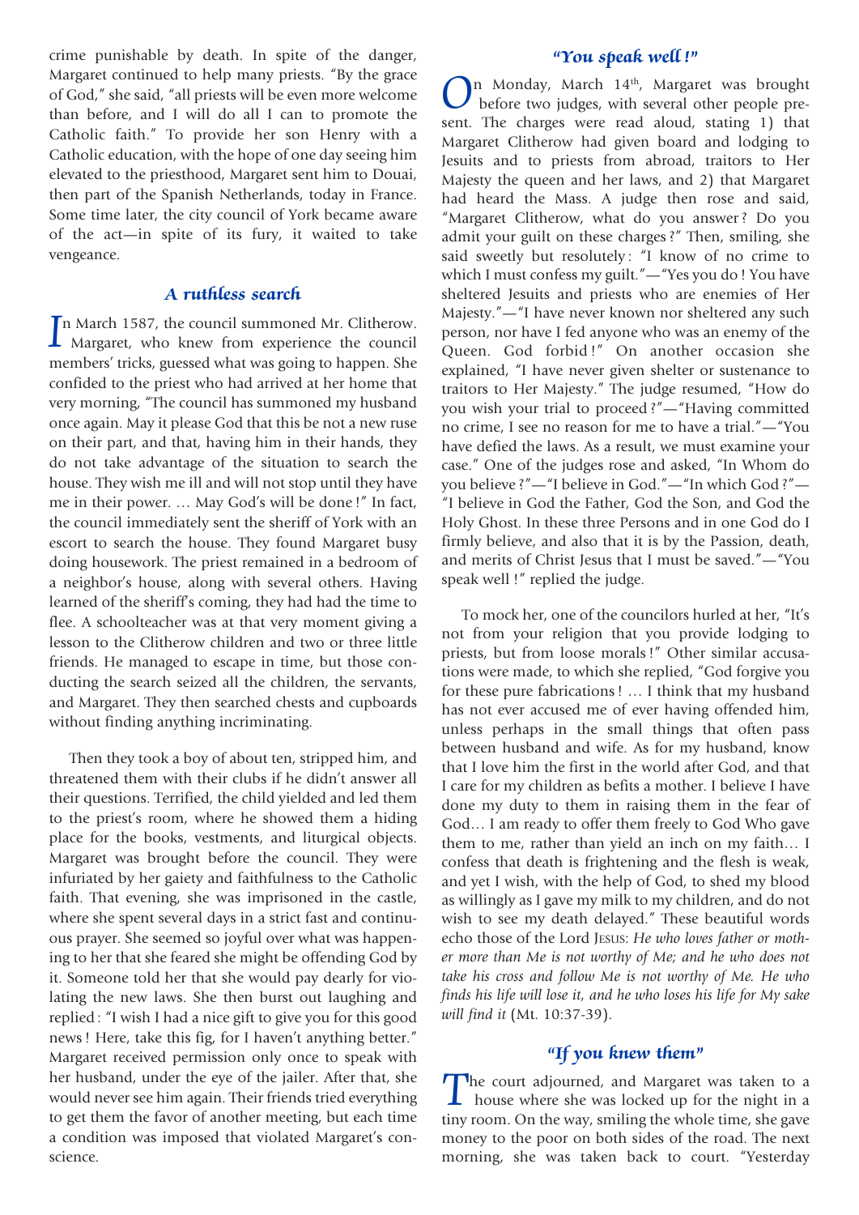crime punishable by death. In spite of the danger, Margaret continued to help many priests. "By the grace of God," she said, "all priests will be even more welcome than before, and I will do all I can to promote the Catholic faith." To provide her son Henry with a Catholic education, with the hope of one day seeing him elevated to the priesthood, Margaret sent him to Douai, then part of the Spanish Netherlands, today in France. Some time later, the city council of York became aware of the act—in spite of its fury, it waited to take vengeance.

## A ruthless search

In March 1587, the council summoned Mr. Clitherow. Margaret, who knew from experience the council members' tricks, guessed what was going to happen. She confided to the priest who had arrived at her home that very morning, "The council has summoned my husband once again. May it please God that this be not a new ruse on their part, and that, having him in their hands, they do not take advantage of the situation to search the house. They wish me ill and will not stop until they have me in their power. … May God's will be done!" In fact, the council immediately sent the sheriff of York with an escort to search the house. They found Margaret busy doing housework. The priest remained in a bedroom of a neighbor's house, along with several others. Having learned of the sheriff's coming, they had had the time to flee. A schoolteacher was at that very moment giving a lesson to the Clitherow children and two or three little friends. He managed to escape in time, but those conducting the search seized all the children, the servants, and Margaret. They then searched chests and cupboards without finding anything incriminating.

Then they took a boy of about ten, stripped him, and threatened them with their clubs if he didn't answer all their questions. Terrified, the child yielded and led them to the priest's room, where he showed them a hiding place for the books, vestments, and liturgical objects. Margaret was brought before the council. They were infuriated by her gaiety and faithfulness to the Catholic faith. That evening, she was imprisoned in the castle, where she spent several days in a strict fast and continuous prayer. She seemed so joyful over what was happening to her that she feared she might be offending God by it. Someone told her that she would pay dearly for violating the new laws. She then burst out laughing and replied: "I wish I had a nice gift to give you for this good news! Here, take this fig, for I haven't anything better." Margaret received permission only once to speak with her husband, under the eye of the jailer. After that, she would never see him again. Their friends tried everything to get them the favor of another meeting, but each time a condition was imposed that violated Margaret's conscience.

## "You speak well!"

On Monday, March 14th, Margaret was brought before two judges, with several other people present. The charges were read aloud, stating 1) that Margaret Clitherow had given board and lodging to Jesuits and to priests from abroad, traitors to Her Majesty the queen and her laws, and 2) that Margaret had heard the Mass. A judge then rose and said, "Margaret Clitherow, what do you answer? Do you admit your guilt on these charges?" Then, smiling, she said sweetly but resolutely: "I know of no crime to which I must confess my guilt."—"Yes you do! You have sheltered Jesuits and priests who are enemies of Her Majesty."—"I have never known nor sheltered any such person, nor have I fed anyone who was an enemy of the Queen. God forbid!" On another occasion she explained, "I have never given shelter or sustenance to traitors to Her Majesty." The judge resumed, "How do you wish your trial to proceed?"—"Having committed no crime, I see no reason for me to have a trial."—"You have defied the laws. As a result, we must examine your case." One of the judges rose and asked, "In Whom do you believe?"—"I believe in God."—"In which God?"—"I believe in God the Father, God the Son, and God the Holy Ghost. In these three Persons and in one God do I firmly believe, and also that it is by the Passion, death, and merits of Christ Jesus that I must be saved."—"You speak well!" replied the judge.

To mock her, one of the councilors hurled at her, "It's not from your religion that you provide lodging to priests, but from loose morals!" Other similar accusations were made, to which she replied, "God forgive you for these pure fabrications! … I think that my husband has not ever accused me of ever having offended him, unless perhaps in the small things that often pass between husband and wife. As for my husband, know that I love him the first in the world after God, and that I care for my children as befits a mother. I believe I have done my duty to them in raising them in the fear of God… I am ready to offer them freely to God Who gave them to me, rather than yield an inch on my faith… I confess that death is frightening and the flesh is weak, and yet I wish, with the help of God, to shed my blood as willingly as I gave my milk to my children, and do not wish to see my death delayed." These beautiful words echo those of the Lord Jesus: *He who loves father or mother more than Me is not worthy of Me; and he who does not take his cross and follow Me is not worthy of Me. He who finds his life will lose it, and he who loses his life for My sake will find it* (Mt. 10:37-39).

## "If you knew them"

The court adjourned, and Margaret was taken to a house where she was locked up for the night in a tiny room. On the way, smiling the whole time, she gave money to the poor on both sides of the road. The next morning, she was taken back to court. "Yesterday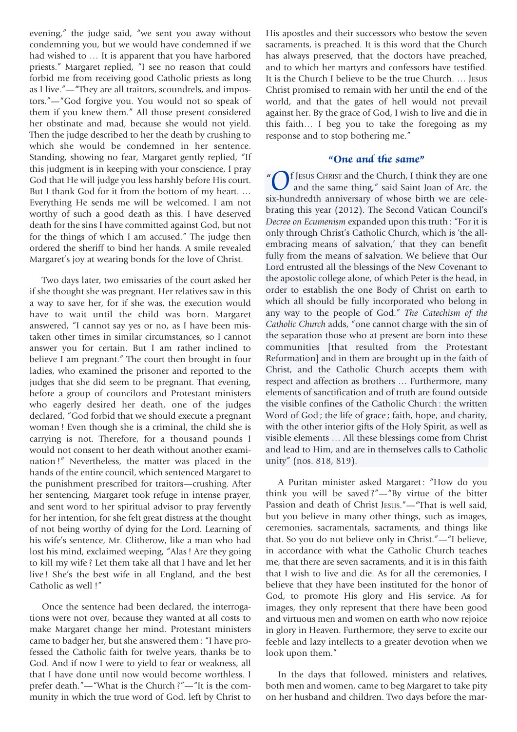evening," the judge said, "we sent you away without condemning you, but we would have condemned if we had wished to … It is apparent that you have harbored priests." Margaret replied, "I see no reason that could forbid me from receiving good Catholic priests as long as I live."—"They are all traitors, scoundrels, and impostors."—"God forgive you. You would not so speak of them if you knew them." All those present considered her obstinate and mad, because she would not yield. Then the judge described to her the death by crushing to which she would be condemned in her sentence. Standing, showing no fear, Margaret gently replied, "If this judgment is in keeping with your conscience, I pray God that He will judge you less harshly before His court. But I thank God for it from the bottom of my heart. … Everything He sends me will be welcomed. I am not worthy of such a good death as this. I have deserved death for the sins I have committed against God, but not for the things of which I am accused." The judge then ordered the sheriff to bind her hands. A smile revealed Margaret's joy at wearing bonds for the love of Christ.

Two days later, two emissaries of the court asked her if she thought she was pregnant. Her relatives saw in this a way to save her, for if she was, the execution would have to wait until the child was born. Margaret answered, "I cannot say yes or no, as I have been mistaken other times in similar circumstances, so I cannot answer you for certain. But I am rather inclined to believe I am pregnant." The court then brought in four ladies, who examined the prisoner and reported to the judges that she did seem to be pregnant. That evening, before a group of councilors and Protestant ministers who eagerly desired her death, one of the judges declared, "God forbid that we should execute a pregnant woman ! Even though she is a criminal, the child she is carrying is not. Therefore, for a thousand pounds I would not consent to her death without another examination !" Nevertheless, the matter was placed in the hands of the entire council, which sentenced Margaret to the punishment prescribed for traitors—crushing. After her sentencing, Margaret took refuge in intense prayer, and sent word to her spiritual advisor to pray fervently for her intention, for she felt great distress at the thought of not being worthy of dying for the Lord. Learning of his wife's sentence, Mr. Clitherow, like a man who had lost his mind, exclaimed weeping, "Alas ! Are they going to kill my wife ? Let them take all that I have and let her live ! She's the best wife in all England, and the best Catholic as well !"

Once the sentence had been declared, the interrogations were not over, because they wanted at all costs to make Margaret change her mind. Protestant ministers came to badger her, but she answered them : "I have professed the Catholic faith for twelve years, thanks be to God. And if now I were to yield to fear or weakness, all that I have done until now would become worthless. I prefer death."—"What is the Church ?"—"It is the community in which the true word of God, left by Christ to His apostles and their successors who bestow the seven sacraments, is preached. It is this word that the Church has always preserved, that the doctors have preached, and to which her martyrs and confessors have testified. It is the Church I believe to be the true Church. … Jesus Christ promised to remain with her until the end of the world, and that the gates of hell would not prevail against her. By the grace of God, I wish to live and die in this faith… I beg you to take the foregoing as my response and to stop bothering me."

## "One and the same"

"Of Jesus Christ and the Church, I think they are one and the same thing," said Saint Joan of Arc, the six-hundredth anniversary of whose birth we are celebrating this year (2012). The Second Vatican Council's *Decree on Ecumenism* expanded upon this truth : "For it is only through Christ's Catholic Church, which is 'the all-embracing means of salvation,' that they can benefit fully from the means of salvation. We believe that Our Lord entrusted all the blessings of the New Covenant to the apostolic college alone, of which Peter is the head, in order to establish the one Body of Christ on earth to which all should be fully incorporated who belong in any way to the people of God." *The Catechism of the Catholic Church* adds, "one cannot charge with the sin of the separation those who at present are born into these communities [that resulted from the Protestant Reformation] and in them are brought up in the faith of Christ, and the Catholic Church accepts them with respect and affection as brothers … Furthermore, many elements of sanctification and of truth are found outside the visible confines of the Catholic Church : the written Word of God ; the life of grace ; faith, hope, and charity, with the other interior gifts of the Holy Spirit, as well as visible elements … All these blessings come from Christ and lead to Him, and are in themselves calls to Catholic unity" (nos. 818, 819).

A Puritan minister asked Margaret : "How do you think you will be saved ?"—"By virtue of the bitter Passion and death of Christ Jesus."—"That is well said, but you believe in many other things, such as images, ceremonies, sacramentals, sacraments, and things like that. So you do not believe only in Christ."—"I believe, in accordance with what the Catholic Church teaches me, that there are seven sacraments, and it is in this faith that I wish to live and die. As for all the ceremonies, I believe that they have been instituted for the honor of God, to promote His glory and His service. As for images, they only represent that there have been good and virtuous men and women on earth who now rejoice in glory in Heaven. Furthermore, they serve to excite our feeble and lazy intellects to a greater devotion when we look upon them."

In the days that followed, ministers and relatives, both men and women, came to beg Margaret to take pity on her husband and children. Two days before the mar-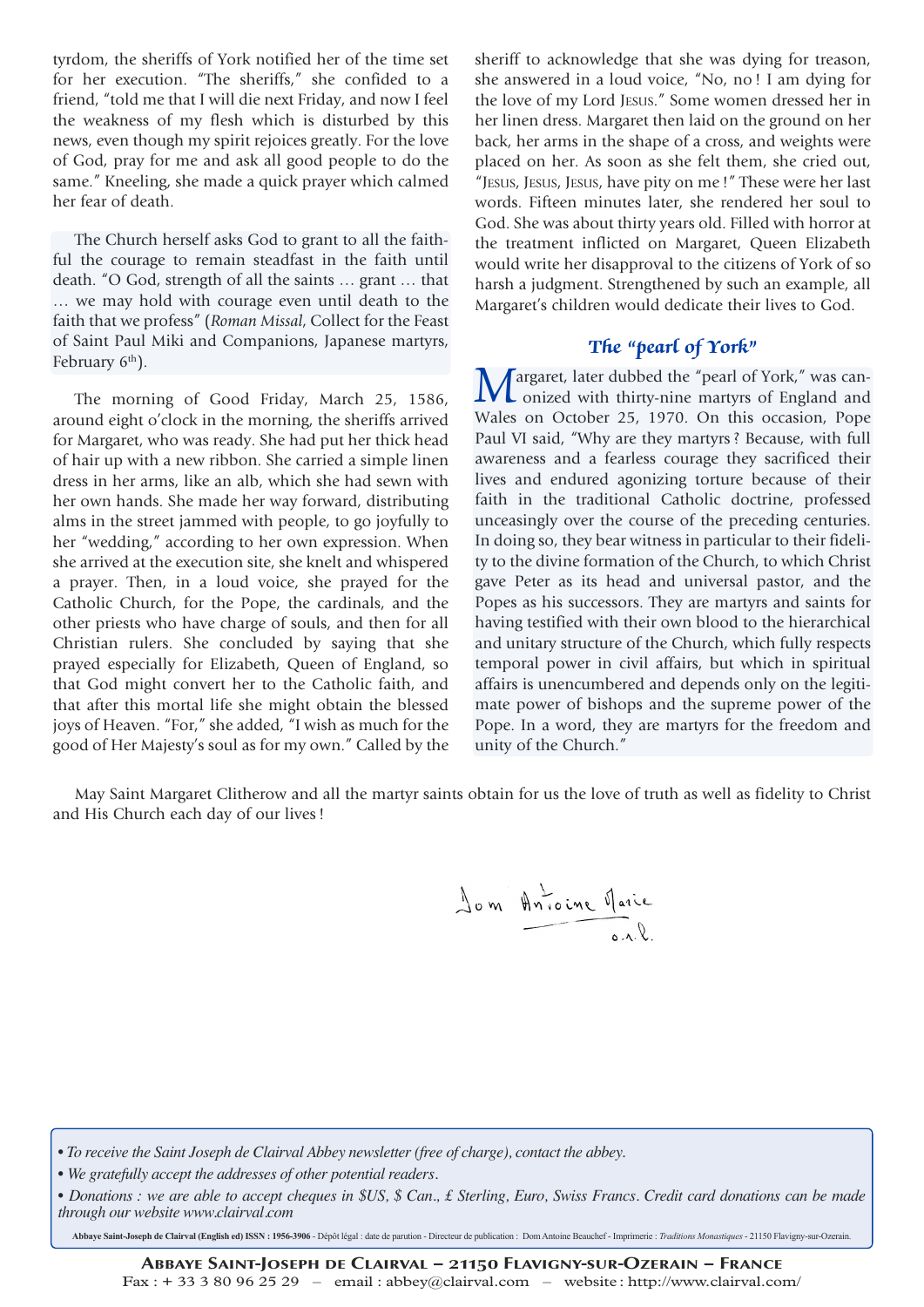tyrdom, the sheriffs of York notified her of the time set for her execution. "The sheriffs," she confided to a friend, "told me that I will die next Friday, and now I feel the weakness of my flesh which is disturbed by this news, even though my spirit rejoices greatly. For the love of God, pray for me and ask all good people to do the same." Kneeling, she made a quick prayer which calmed her fear of death.

The Church herself asks God to grant to all the faithful the courage to remain steadfast in the faith until death. "O God, strength of all the saints … grant … that … we may hold with courage even until death to the faith that we profess" (*Roman Missal*, Collect for the Feast of Saint Paul Miki and Companions, Japanese martyrs, February 6th).

The morning of Good Friday, March 25, 1586, around eight o'clock in the morning, the sheriffs arrived for Margaret, who was ready. She had put her thick head of hair up with a new ribbon. She carried a simple linen dress in her arms, like an alb, which she had sewn with her own hands. She made her way forward, distributing alms in the street jammed with people, to go joyfully to her "wedding," according to her own expression. When she arrived at the execution site, she knelt and whispered a prayer. Then, in a loud voice, she prayed for the Catholic Church, for the Pope, the cardinals, and the other priests who have charge of souls, and then for all Christian rulers. She concluded by saying that she prayed especially for Elizabeth, Queen of England, so that God might convert her to the Catholic faith, and that after this mortal life she might obtain the blessed joys of Heaven. "For," she added, "I wish as much for the good of Her Majesty's soul as for my own." Called by the sheriff to acknowledge that she was dying for treason, she answered in a loud voice, "No, no! I am dying for the love of my Lord Jesus." Some women dressed her in her linen dress. Margaret then laid on the ground on her back, her arms in the shape of a cross, and weights were placed on her. As soon as she felt them, she cried out, "Jesus, Jesus, Jesus, have pity on me!" These were her last words. Fifteen minutes later, she rendered her soul to God. She was about thirty years old. Filled with horror at the treatment inflicted on Margaret, Queen Elizabeth would write her disapproval to the citizens of York of so harsh a judgment. Strengthened by such an example, all Margaret's children would dedicate their lives to God.

## The "pearl of York"

Margaret, later dubbed the "pearl of York," was canonized with thirty-nine martyrs of England and Wales on October 25, 1970. On this occasion, Pope Paul VI said, "Why are they martyrs? Because, with full awareness and a fearless courage they sacrificed their lives and endured agonizing torture because of their faith in the traditional Catholic doctrine, professed unceasingly over the course of the preceding centuries. In doing so, they bear witness in particular to their fidelity to the divine formation of the Church, to which Christ gave Peter as its head and universal pastor, and the Popes as his successors. They are martyrs and saints for having testified with their own blood to the hierarchical and unitary structure of the Church, which fully respects temporal power in civil affairs, but which in spiritual affairs is unencumbered and depends only on the legitimate power of bishops and the supreme power of the Pope. In a word, they are martyrs for the freedom and unity of the Church."

May Saint Margaret Clitherow and all the martyr saints obtain for us the love of truth as well as fidelity to Christ and His Church each day of our lives!

Dom Antoine Marie o.s.b.

- *To receive the Saint Joseph de Clairval Abbey newsletter (free of charge), contact the abbey.*
- *We gratefully accept the addresses of other potential readers.*
- *Donations : we are able to accept cheques in $US, $ Can., £ Sterling, Euro, Swiss Francs. Credit card donations can be made through our website www.clairval.com*

**Abbaye Saint-Joseph de Clairval (English ed) ISSN : 1956-3906** - Dépôt légal : date de parution - Directeur de publication : Dom Antoine Beauchef - Imprimerie : *Traditions Monastiques* - 21150 Flavigny-sur-Ozerain.

**Abbaye Saint-Joseph de Clairval – 21150 Flavigny-sur-Ozerain – France**
Fax : + 33 3 80 96 25 29 – email : abbey@clairval.com – website : http://www.clairval.com/